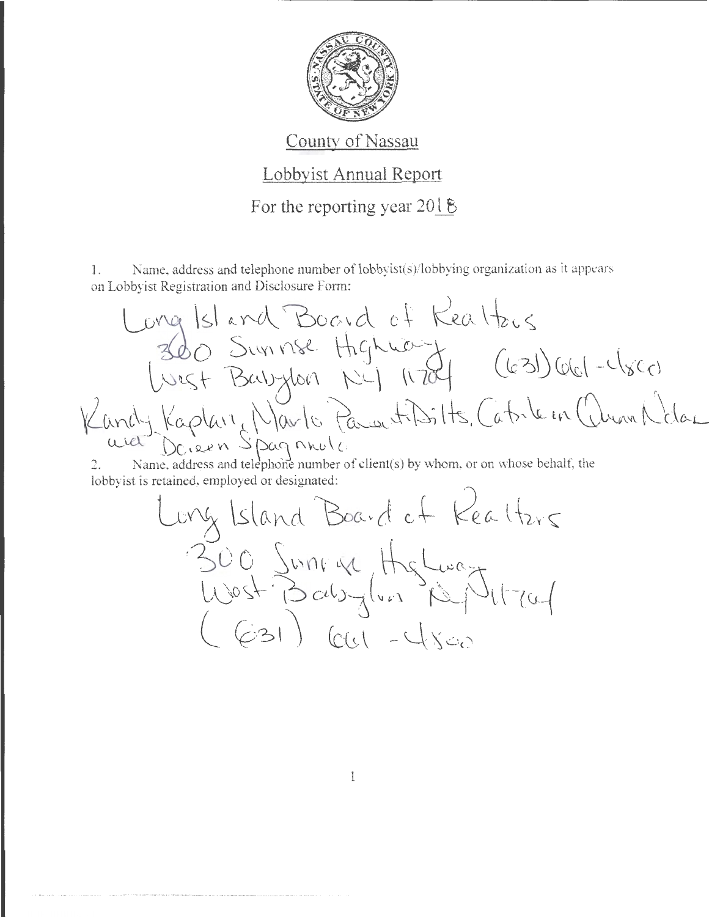County of Nassau

Lobbyist Annual Report

For the reporting year 2018

1. Name, address and telephone number of lobbyist(s)/lobbying organization as it appears on Lobbyist Registration and Disclosure Form:

Long Island Board of Realtors
300 Sunrise Highway
West Babylon NY 11704 (631) 661-4800
Randy Kaplan, Marlo Panzarella-Dilts, Catherine Quinn Nolan and Doreen Spagnuolo

2. Name, address and telephone number of client(s) by whom, or on whose behalf, the lobbyist is retained, employed or designated:

Long Island Board of Realtors
300 Sunrise Highway
West Babylon NY 11704
(631) 661-4800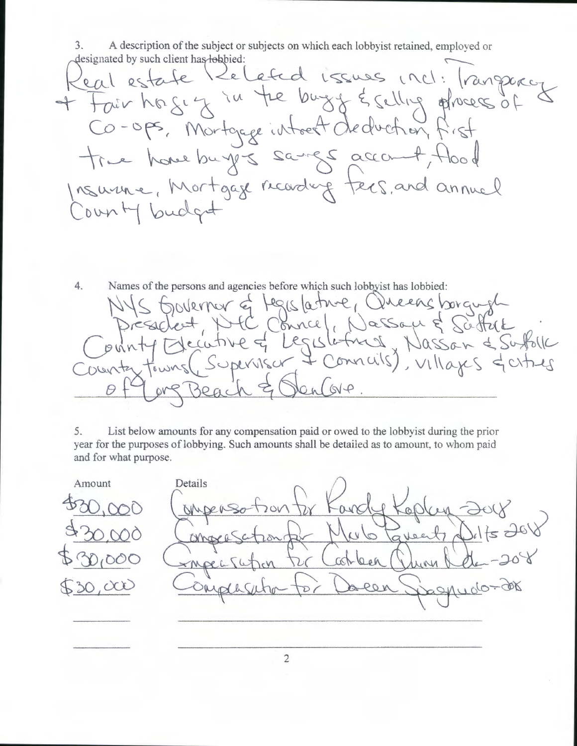3. A description of the subject or subjects on which each lobbyist retained, employed or designated by such client has lobbied:

Real estate Related issues incl: Transparency + Fair housing in the buying & selling process of Co-ops, Mortgage interest deduction, first time home buyers savings account, flood Insurance, Mortgage recording fees, and annual County budget

4. Names of the persons and agencies before which such lobbyist has lobbied:

NYS Governor & Legislature, Queens borough President, NYC Council, Nassau & Suffolk County Executive & Legislatures, Nassau & Suffolk County towns (Supervisor + Councils), villages & cities of Long Beach & Glen Cove.

5. List below amounts for any compensation paid or owed to the lobbyist during the prior year for the purposes of lobbying. Such amounts shall be detailed as to amount, to whom paid and for what purpose.

| Amount | Details |
| --- | --- |
| $30,000 | Compensation for Randy Kaplan-2018 |
| $30,000 | Compensation for Marlo Lavenetz Dilts 2018 |
| $30,000 | Compensation for Cathleen Dunn Noble-2018 |
| $30,000 | Compensation for Doreen Spagnuolo-2018 |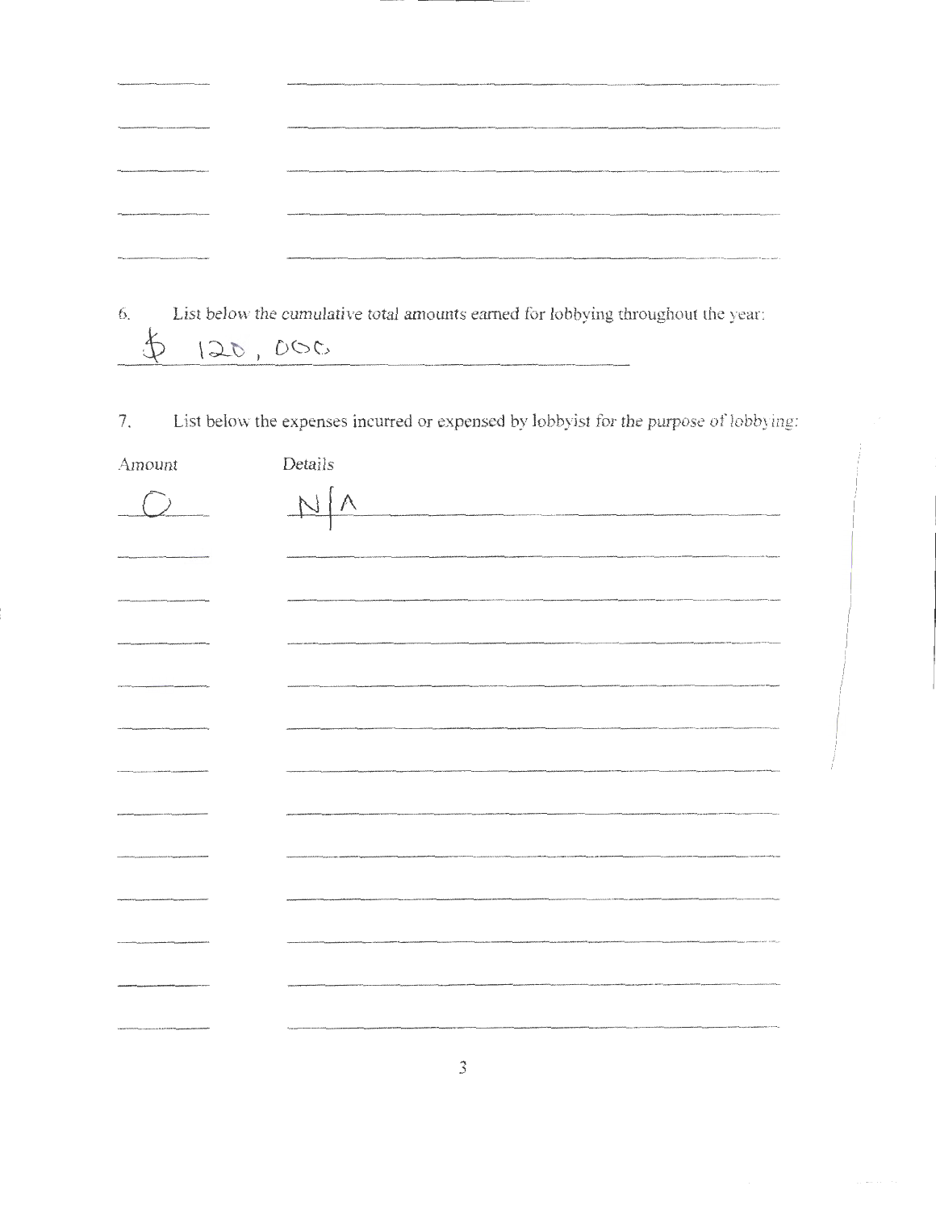6. List below the cumulative total amounts earned for lobbying throughout the year:

$ 120,000

7. List below the expenses incurred or expensed by lobbyist for the purpose of lobbying:

| Amount | Details |
| --- | --- |
| 0 | N/A |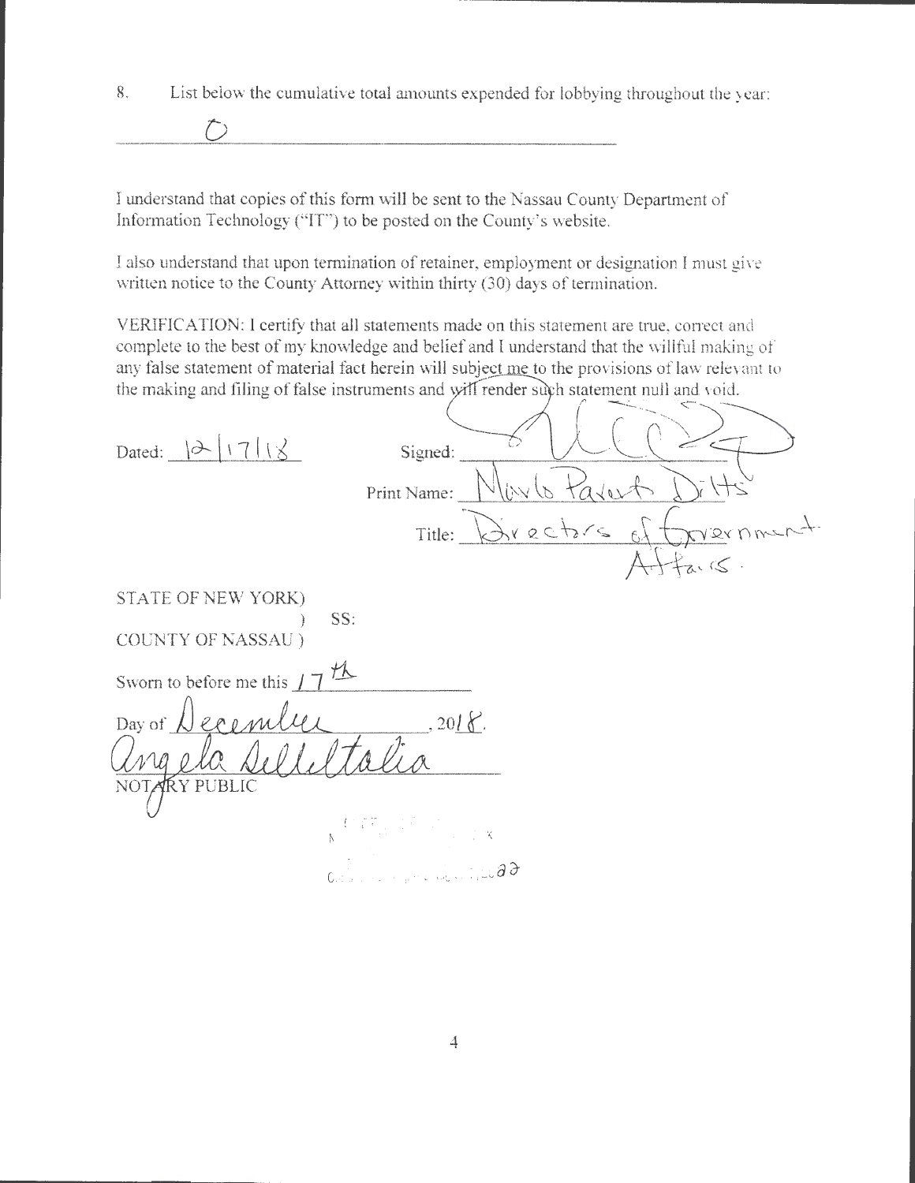8. List below the cumulative total amounts expended for lobbying throughout the year:

0

I understand that copies of this form will be sent to the Nassau County Department of Information Technology ("IT") to be posted on the County's website.

I also understand that upon termination of retainer, employment or designation I must give written notice to the County Attorney within thirty (30) days of termination.

VERIFICATION: I certify that all statements made on this statement are true, correct and complete to the best of my knowledge and belief and I understand that the willful making of any false statement of material fact herein will subject me to the provisions of law relevant to the making and filing of false instruments and will render such statement null and void.

Dated: 12/17/18

Signed: ____________________

Print Name: Nicole Parent Dilts

Title: Directors of Government Affairs.

STATE OF NEW YORK)
) SS:
COUNTY OF NASSAU )

Sworn to before me this 17th

Day of December, 2018.

Angela Dellaltalia
NOTARY PUBLIC